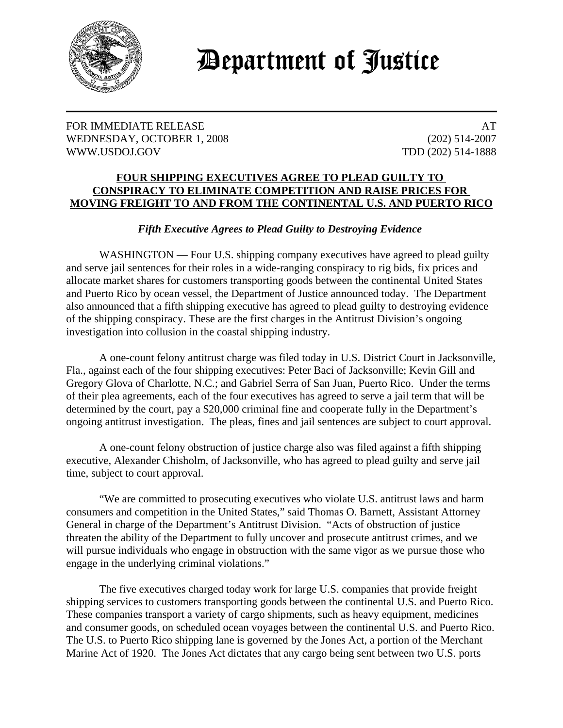# Department of Justice

FOR IMMEDIATE RELEASE
WEDNESDAY, OCTOBER 1, 2008
WWW.USDOJ.GOV

AT
(202) 514-2007
TDD (202) 514-1888

## FOUR SHIPPING EXECUTIVES AGREE TO PLEAD GUILTY TO CONSPIRACY TO ELIMINATE COMPETITION AND RAISE PRICES FOR MOVING FREIGHT TO AND FROM THE CONTINENTAL U.S. AND PUERTO RICO

### *Fifth Executive Agrees to Plead Guilty to Destroying Evidence*

WASHINGTON — Four U.S. shipping company executives have agreed to plead guilty and serve jail sentences for their roles in a wide-ranging conspiracy to rig bids, fix prices and allocate market shares for customers transporting goods between the continental United States and Puerto Rico by ocean vessel, the Department of Justice announced today. The Department also announced that a fifth shipping executive has agreed to plead guilty to destroying evidence of the shipping conspiracy. These are the first charges in the Antitrust Division's ongoing investigation into collusion in the coastal shipping industry.

A one-count felony antitrust charge was filed today in U.S. District Court in Jacksonville, Fla., against each of the four shipping executives: Peter Baci of Jacksonville; Kevin Gill and Gregory Glova of Charlotte, N.C.; and Gabriel Serra of San Juan, Puerto Rico. Under the terms of their plea agreements, each of the four executives has agreed to serve a jail term that will be determined by the court, pay a $20,000 criminal fine and cooperate fully in the Department's ongoing antitrust investigation. The pleas, fines and jail sentences are subject to court approval.

A one-count felony obstruction of justice charge also was filed against a fifth shipping executive, Alexander Chisholm, of Jacksonville, who has agreed to plead guilty and serve jail time, subject to court approval.

"We are committed to prosecuting executives who violate U.S. antitrust laws and harm consumers and competition in the United States," said Thomas O. Barnett, Assistant Attorney General in charge of the Department's Antitrust Division. "Acts of obstruction of justice threaten the ability of the Department to fully uncover and prosecute antitrust crimes, and we will pursue individuals who engage in obstruction with the same vigor as we pursue those who engage in the underlying criminal violations."

The five executives charged today work for large U.S. companies that provide freight shipping services to customers transporting goods between the continental U.S. and Puerto Rico. These companies transport a variety of cargo shipments, such as heavy equipment, medicines and consumer goods, on scheduled ocean voyages between the continental U.S. and Puerto Rico. The U.S. to Puerto Rico shipping lane is governed by the Jones Act, a portion of the Merchant Marine Act of 1920. The Jones Act dictates that any cargo being sent between two U.S. ports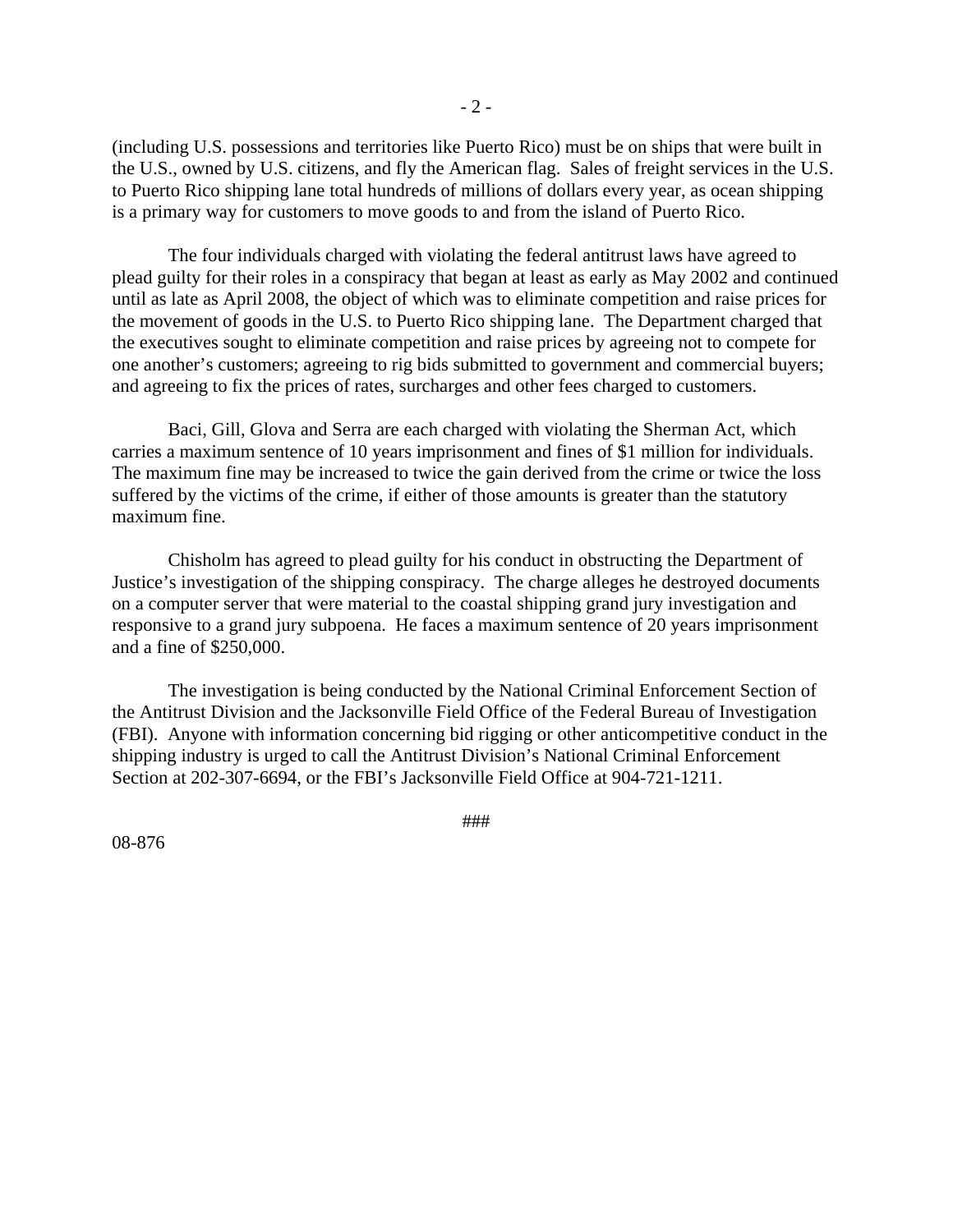(including U.S. possessions and territories like Puerto Rico) must be on ships that were built in the U.S., owned by U.S. citizens, and fly the American flag. Sales of freight services in the U.S. to Puerto Rico shipping lane total hundreds of millions of dollars every year, as ocean shipping is a primary way for customers to move goods to and from the island of Puerto Rico.

The four individuals charged with violating the federal antitrust laws have agreed to plead guilty for their roles in a conspiracy that began at least as early as May 2002 and continued until as late as April 2008, the object of which was to eliminate competition and raise prices for the movement of goods in the U.S. to Puerto Rico shipping lane. The Department charged that the executives sought to eliminate competition and raise prices by agreeing not to compete for one another's customers; agreeing to rig bids submitted to government and commercial buyers; and agreeing to fix the prices of rates, surcharges and other fees charged to customers.

Baci, Gill, Glova and Serra are each charged with violating the Sherman Act, which carries a maximum sentence of 10 years imprisonment and fines of $1 million for individuals. The maximum fine may be increased to twice the gain derived from the crime or twice the loss suffered by the victims of the crime, if either of those amounts is greater than the statutory maximum fine.

Chisholm has agreed to plead guilty for his conduct in obstructing the Department of Justice's investigation of the shipping conspiracy. The charge alleges he destroyed documents on a computer server that were material to the coastal shipping grand jury investigation and responsive to a grand jury subpoena. He faces a maximum sentence of 20 years imprisonment and a fine of $250,000.

The investigation is being conducted by the National Criminal Enforcement Section of the Antitrust Division and the Jacksonville Field Office of the Federal Bureau of Investigation (FBI). Anyone with information concerning bid rigging or other anticompetitive conduct in the shipping industry is urged to call the Antitrust Division's National Criminal Enforcement Section at 202-307-6694, or the FBI's Jacksonville Field Office at 904-721-1211.

###

08-876